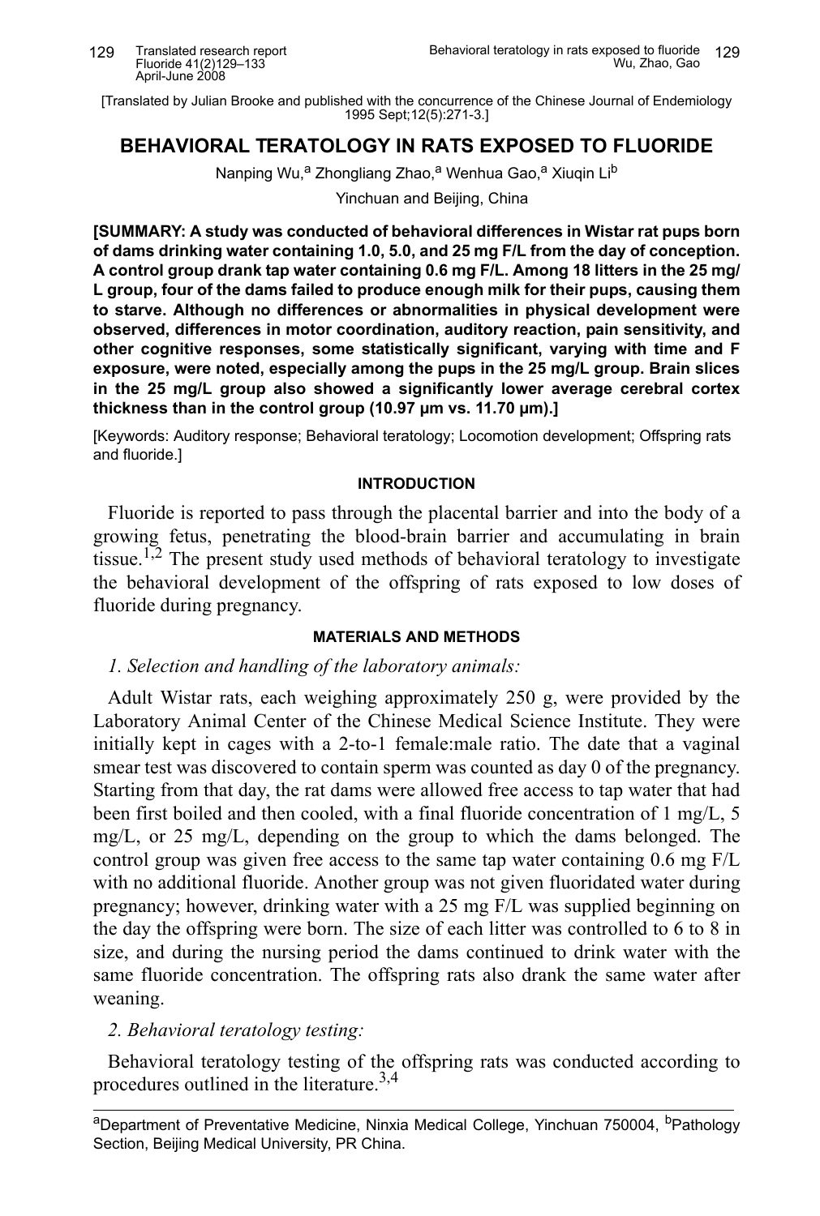[Translated by Julian Brooke and published with the concurrence of the Chinese Journal of Endemiology 1995 Sept;12(5):271-3.]

# BEHAVIORAL TERATOLOGY IN RATS EXPOSED TO FLUORIDE

Nanping Wu,[a] Zhongliang Zhao,[a] Wenhua Gao,[a] Xiuqin Li[b]

Yinchuan and Beijing, China

**[SUMMARY: A study was conducted of behavioral differences in Wistar rat pups born of dams drinking water containing 1.0, 5.0, and 25 mg F/L from the day of conception. A control group drank tap water containing 0.6 mg F/L. Among 18 litters in the 25 mg/L group, four of the dams failed to produce enough milk for their pups, causing them to starve. Although no differences or abnormalities in physical development were observed, differences in motor coordination, auditory reaction, pain sensitivity, and other cognitive responses, some statistically significant, varying with time and F exposure, were noted, especially among the pups in the 25 mg/L group. Brain slices in the 25 mg/L group also showed a significantly lower average cerebral cortex thickness than in the control group (10.97 μm vs. 11.70 μm).]**

[Keywords: Auditory response; Behavioral teratology; Locomotion development; Offspring rats and fluoride.]

## INTRODUCTION

Fluoride is reported to pass through the placental barrier and into the body of a growing fetus, penetrating the blood-brain barrier and accumulating in brain tissue.[1,2] The present study used methods of behavioral teratology to investigate the behavioral development of the offspring of rats exposed to low doses of fluoride during pregnancy.

## MATERIALS AND METHODS

### *1. Selection and handling of the laboratory animals:*

Adult Wistar rats, each weighing approximately 250 g, were provided by the Laboratory Animal Center of the Chinese Medical Science Institute. They were initially kept in cages with a 2-to-1 female:male ratio. The date that a vaginal smear test was discovered to contain sperm was counted as day 0 of the pregnancy. Starting from that day, the rat dams were allowed free access to tap water that had been first boiled and then cooled, with a final fluoride concentration of 1 mg/L, 5 mg/L, or 25 mg/L, depending on the group to which the dams belonged. The control group was given free access to the same tap water containing 0.6 mg F/L with no additional fluoride. Another group was not given fluoridated water during pregnancy; however, drinking water with a 25 mg F/L was supplied beginning on the day the offspring were born. The size of each litter was controlled to 6 to 8 in size, and during the nursing period the dams continued to drink water with the same fluoride concentration. The offspring rats also drank the same water after weaning.

### *2. Behavioral teratology testing:*

Behavioral teratology testing of the offspring rats was conducted according to procedures outlined in the literature.[3,4]

---

[a]Department of Preventative Medicine, Ninxia Medical College, Yinchuan 750004, [b]Pathology Section, Beijing Medical University, PR China.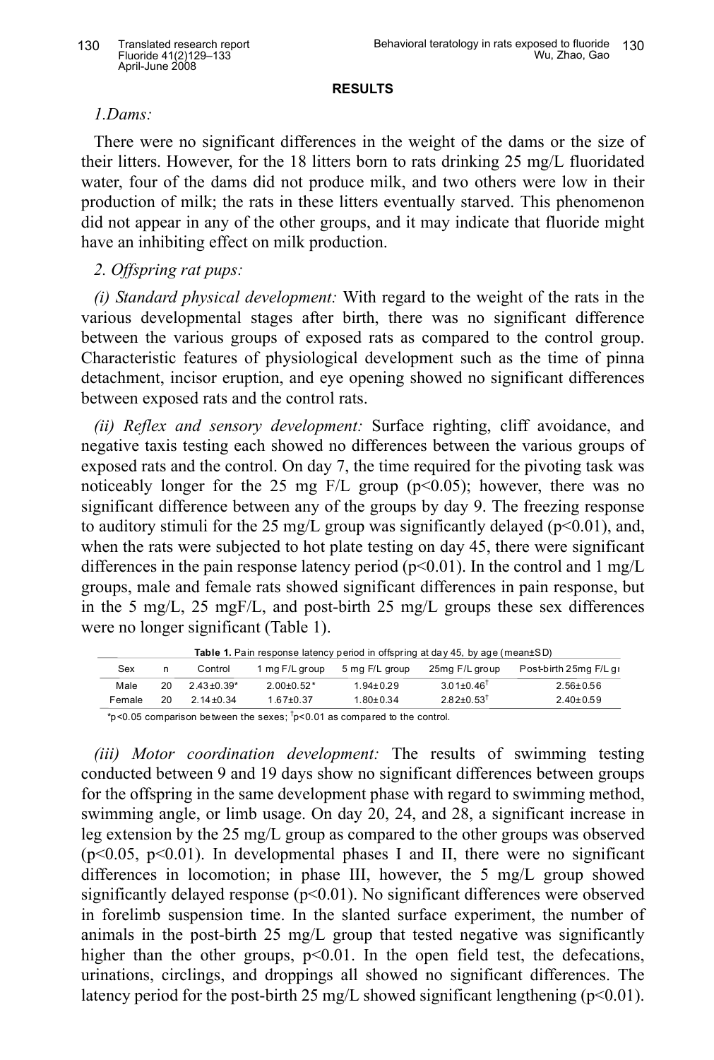**RESULTS**

*1.Dams:*

There were no significant differences in the weight of the dams or the size of their litters. However, for the 18 litters born to rats drinking 25 mg/L fluoridated water, four of the dams did not produce milk, and two others were low in their production of milk; the rats in these litters eventually starved. This phenomenon did not appear in any of the other groups, and it may indicate that fluoride might have an inhibiting effect on milk production.

*2. Offspring rat pups:*

*(i) Standard physical development:* With regard to the weight of the rats in the various developmental stages after birth, there was no significant difference between the various groups of exposed rats as compared to the control group. Characteristic features of physiological development such as the time of pinna detachment, incisor eruption, and eye opening showed no significant differences between exposed rats and the control rats.

*(ii) Reflex and sensory development:* Surface righting, cliff avoidance, and negative taxis testing each showed no differences between the various groups of exposed rats and the control. On day 7, the time required for the pivoting task was noticeably longer for the 25 mg F/L group ($p<0.05$); however, there was no significant difference between any of the groups by day 9. The freezing response to auditory stimuli for the 25 mg/L group was significantly delayed ($p<0.01$), and, when the rats were subjected to hot plate testing on day 45, there were significant differences in the pain response latency period ($p<0.01$). In the control and 1 mg/L groups, male and female rats showed significant differences in pain response, but in the 5 mg/L, 25 mgF/L, and post-birth 25 mg/L groups these sex differences were no longer significant (Table 1).

**Table 1.** Pain response latency period in offspring at day 45, by age (mean±SD)

| Sex | n | Control | 1 mg F/L group | 5 mg F/L group | 25mg F/L group | Post-birth 25mg F/L gr |
|---|---|---|---|---|---|---|
| Male | 20 | 2.43±0.39* | 2.00±0.52* | 1.94±0.29 | 3.01±0.46[†] | 2.56±0.56 |
| Female | 20 | 2.14±0.34 | 1.67±0.37 | 1.80±0.34 | 2.82±0.53[†] | 2.40±0.59 |

*$p<0.05$ comparison between the sexes; [†]$p<0.01$ as compared to the control.

*(iii) Motor coordination development:* The results of swimming testing conducted between 9 and 19 days show no significant differences between groups for the offspring in the same development phase with regard to swimming method, swimming angle, or limb usage. On day 20, 24, and 28, a significant increase in leg extension by the 25 mg/L group as compared to the other groups was observed ($p<0.05$, $p<0.01$). In developmental phases I and II, there were no significant differences in locomotion; in phase III, however, the 5 mg/L group showed significantly delayed response ($p<0.01$). No significant differences were observed in forelimb suspension time. In the slanted surface experiment, the number of animals in the post-birth 25 mg/L group that tested negative was significantly higher than the other groups, $p<0.01$. In the open field test, the defecations, urinations, circlings, and droppings all showed no significant differences. The latency period for the post-birth 25 mg/L showed significant lengthening ($p<0.01$).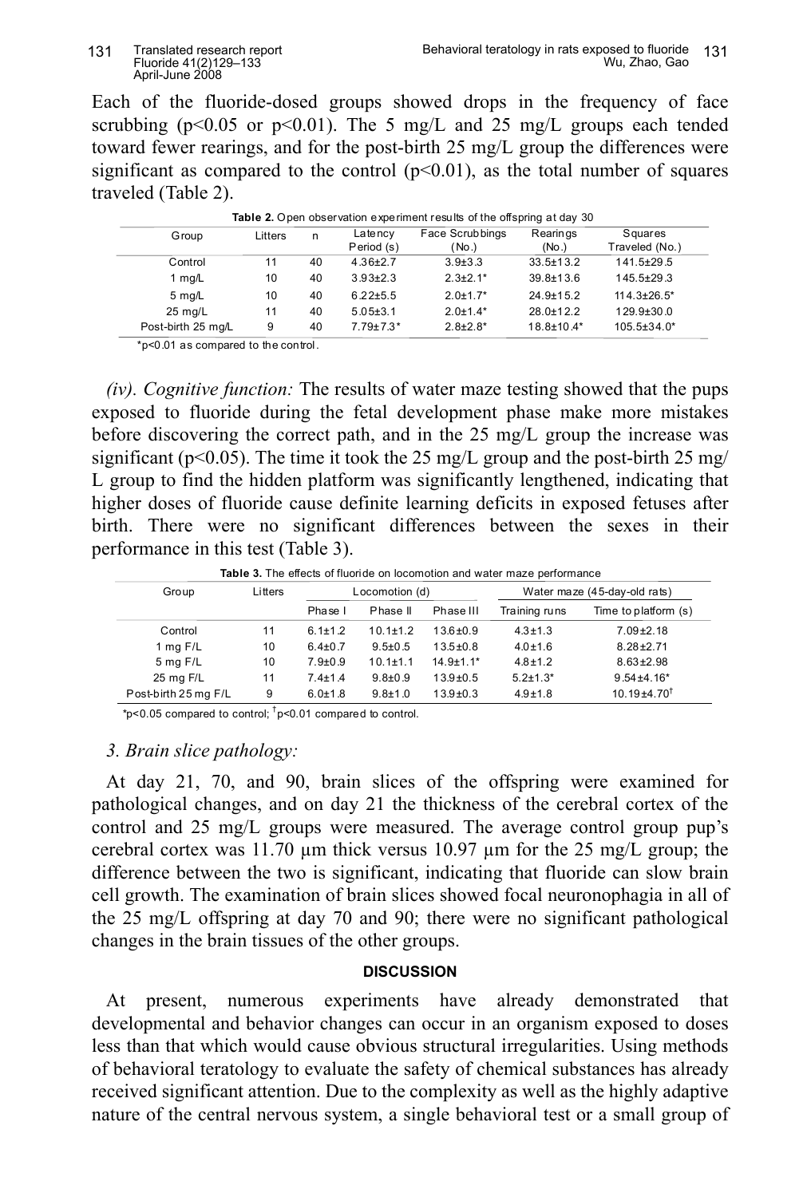Each of the fluoride-dosed groups showed drops in the frequency of face scrubbing ($p<0.05$ or $p<0.01$). The 5 mg/L and 25 mg/L groups each tended toward fewer rearings, and for the post-birth 25 mg/L group the differences were significant as compared to the control ($p<0.01$), as the total number of squares traveled (Table 2).

**Table 2.** Open observation experiment results of the offspring at day 30

| Group | Litters | n | Latency Period (s) | Face Scrubbings (No.) | Rearings (No.) | Squares Traveled (No.) |
|---|---|---|---|---|---|---|
| Control | 11 | 40 | 4.36±2.7 | 3.9±3.3 | 33.5±13.2 | 141.5±29.5 |
| 1 mg/L | 10 | 40 | 3.93±2.3 | 2.3±2.1* | 39.8±13.6 | 145.5±29.3 |
| 5 mg/L | 10 | 40 | 6.22±5.5 | 2.0±1.7* | 24.9±15.2 | 114.3±26.5* |
| 25 mg/L | 11 | 40 | 5.05±3.1 | 2.0±1.4* | 28.0±12.2 | 129.9±30.0 |
| Post-birth 25 mg/L | 9 | 40 | 7.79±7.3* | 2.8±2.8* | 18.8±10.4* | 105.5±34.0* |

*$p<0.01$ as compared to the control.

*(iv). Cognitive function:* The results of water maze testing showed that the pups exposed to fluoride during the fetal development phase make more mistakes before discovering the correct path, and in the 25 mg/L group the increase was significant ($p<0.05$). The time it took the 25 mg/L group and the post-birth 25 mg/L group to find the hidden platform was significantly lengthened, indicating that higher doses of fluoride cause definite learning deficits in exposed fetuses after birth. There were no significant differences between the sexes in their performance in this test (Table 3).

**Table 3.** The effects of fluoride on locomotion and water maze performance

| Group | Litters | Locomotion (d) | | | Water maze (45-day-old rats) | |
|---|---|---|---|---|---|---|
| | | Phase I | Phase II | Phase III | Training runs | Time to platform (s) |
| Control | 11 | 6.1±1.2 | 10.1±1.2 | 13.6±0.9 | 4.3±1.3 | 7.09±2.18 |
| 1 mg F/L | 10 | 6.4±0.7 | 9.5±0.5 | 13.5±0.8 | 4.0±1.6 | 8.28±2.71 |
| 5 mg F/L | 10 | 7.9±0.9 | 10.1±1.1 | 14.9±1.1* | 4.8±1.2 | 8.63±2.98 |
| 25 mg F/L | 11 | 7.4±1.4 | 9.8±0.9 | 13.9±0.5 | 5.2±1.3* | 9.54±4.16* |
| Post-birth 25 mg F/L | 9 | 6.0±1.8 | 9.8±1.0 | 13.9±0.3 | 4.9±1.8 | 10.19±4.70† |

*$p<0.05$ compared to control; †$p<0.01$ compared to control.

### *3. Brain slice pathology:*

At day 21, 70, and 90, brain slices of the offspring were examined for pathological changes, and on day 21 the thickness of the cerebral cortex of the control and 25 mg/L groups were measured. The average control group pup's cerebral cortex was 11.70 µm thick versus 10.97 µm for the 25 mg/L group; the difference between the two is significant, indicating that fluoride can slow brain cell growth. The examination of brain slices showed focal neuronophagia in all of the 25 mg/L offspring at day 70 and 90; there were no significant pathological changes in the brain tissues of the other groups.

## DISCUSSION

At present, numerous experiments have already demonstrated that developmental and behavior changes can occur in an organism exposed to doses less than that which would cause obvious structural irregularities. Using methods of behavioral teratology to evaluate the safety of chemical substances has already received significant attention. Due to the complexity as well as the highly adaptive nature of the central nervous system, a single behavioral test or a small group of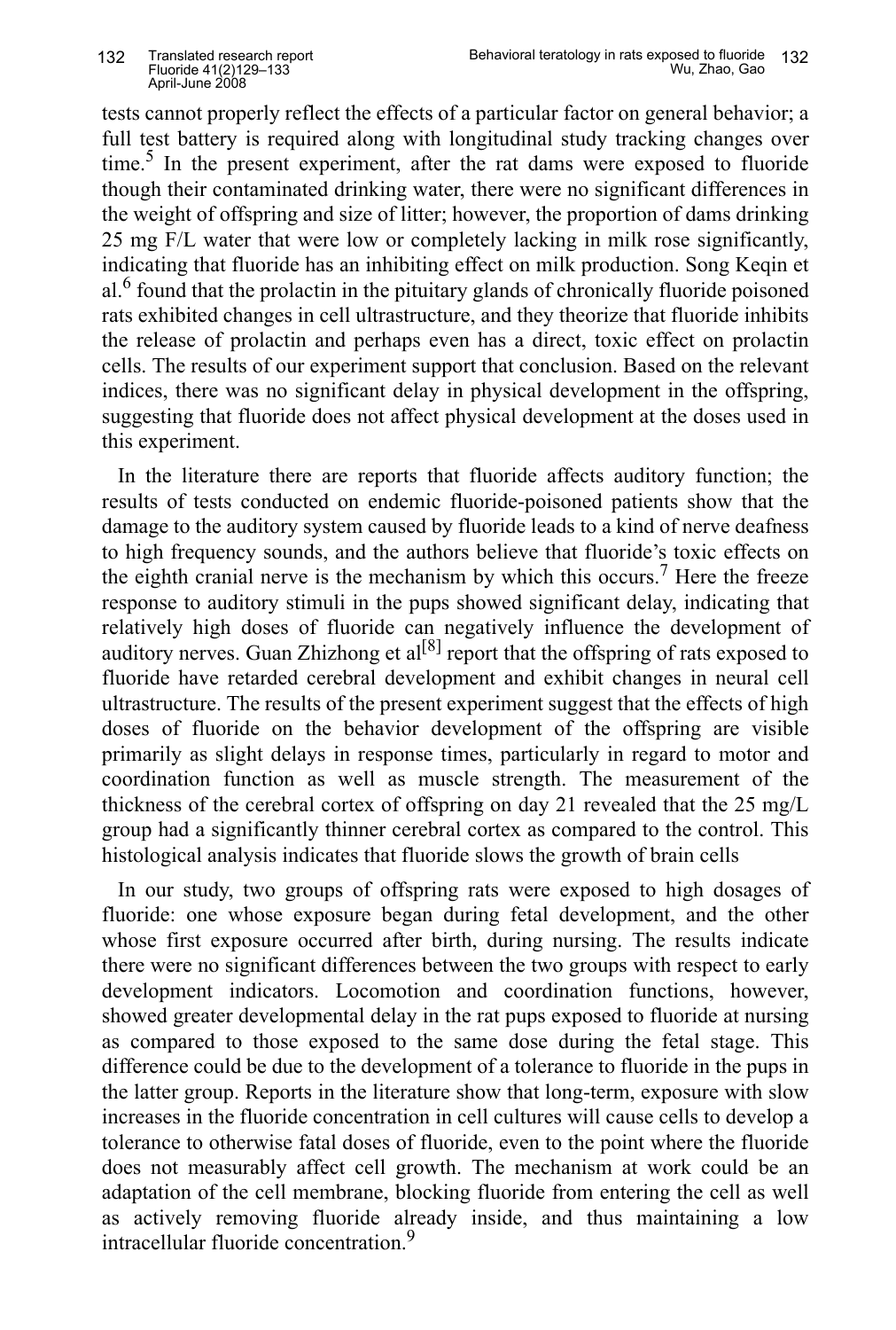tests cannot properly reflect the effects of a particular factor on general behavior; a full test battery is required along with longitudinal study tracking changes over time.[5] In the present experiment, after the rat dams were exposed to fluoride though their contaminated drinking water, there were no significant differences in the weight of offspring and size of litter; however, the proportion of dams drinking 25 mg F/L water that were low or completely lacking in milk rose significantly, indicating that fluoride has an inhibiting effect on milk production. Song Keqin et al.[6] found that the prolactin in the pituitary glands of chronically fluoride poisoned rats exhibited changes in cell ultrastructure, and they theorize that fluoride inhibits the release of prolactin and perhaps even has a direct, toxic effect on prolactin cells. The results of our experiment support that conclusion. Based on the relevant indices, there was no significant delay in physical development in the offspring, suggesting that fluoride does not affect physical development at the doses used in this experiment.

In the literature there are reports that fluoride affects auditory function; the results of tests conducted on endemic fluoride-poisoned patients show that the damage to the auditory system caused by fluoride leads to a kind of nerve deafness to high frequency sounds, and the authors believe that fluoride's toxic effects on the eighth cranial nerve is the mechanism by which this occurs.[7] Here the freeze response to auditory stimuli in the pups showed significant delay, indicating that relatively high doses of fluoride can negatively influence the development of auditory nerves. Guan Zhizhong et al[8] report that the offspring of rats exposed to fluoride have retarded cerebral development and exhibit changes in neural cell ultrastructure. The results of the present experiment suggest that the effects of high doses of fluoride on the behavior development of the offspring are visible primarily as slight delays in response times, particularly in regard to motor and coordination function as well as muscle strength. The measurement of the thickness of the cerebral cortex of offspring on day 21 revealed that the 25 mg/L group had a significantly thinner cerebral cortex as compared to the control. This histological analysis indicates that fluoride slows the growth of brain cells

In our study, two groups of offspring rats were exposed to high dosages of fluoride: one whose exposure began during fetal development, and the other whose first exposure occurred after birth, during nursing. The results indicate there were no significant differences between the two groups with respect to early development indicators. Locomotion and coordination functions, however, showed greater developmental delay in the rat pups exposed to fluoride at nursing as compared to those exposed to the same dose during the fetal stage. This difference could be due to the development of a tolerance to fluoride in the pups in the latter group. Reports in the literature show that long-term, exposure with slow increases in the fluoride concentration in cell cultures will cause cells to develop a tolerance to otherwise fatal doses of fluoride, even to the point where the fluoride does not measurably affect cell growth. The mechanism at work could be an adaptation of the cell membrane, blocking fluoride from entering the cell as well as actively removing fluoride already inside, and thus maintaining a low intracellular fluoride concentration.[9]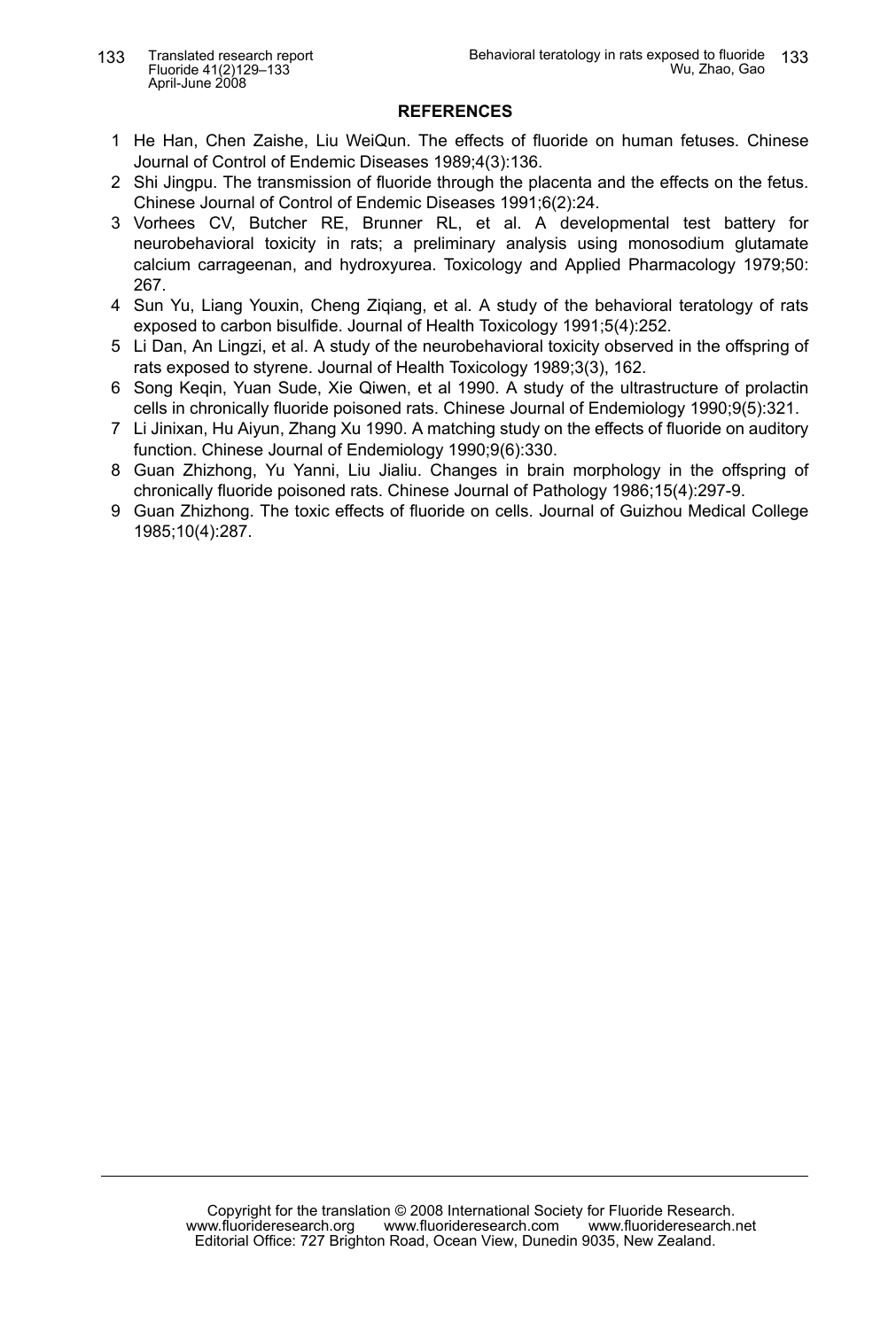**REFERENCES**

1. He Han, Chen Zaishe, Liu WeiQun. The effects of fluoride on human fetuses. Chinese Journal of Control of Endemic Diseases 1989;4(3):136.
2. Shi Jingpu. The transmission of fluoride through the placenta and the effects on the fetus. Chinese Journal of Control of Endemic Diseases 1991;6(2):24.
3. Vorhees CV, Butcher RE, Brunner RL, et al. A developmental test battery for neurobehavioral toxicity in rats; a preliminary analysis using monosodium glutamate calcium carrageenan, and hydroxyurea. Toxicology and Applied Pharmacology 1979;50: 267.
4. Sun Yu, Liang Youxin, Cheng Ziqiang, et al. A study of the behavioral teratology of rats exposed to carbon bisulfide. Journal of Health Toxicology 1991;5(4):252.
5. Li Dan, An Lingzi, et al. A study of the neurobehavioral toxicity observed in the offspring of rats exposed to styrene. Journal of Health Toxicology 1989;3(3), 162.
6. Song Keqin, Yuan Sude, Xie Qiwen, et al 1990. A study of the ultrastructure of prolactin cells in chronically fluoride poisoned rats. Chinese Journal of Endemiology 1990;9(5):321.
7. Li Jinixan, Hu Aiyun, Zhang Xu 1990. A matching study on the effects of fluoride on auditory function. Chinese Journal of Endemiology 1990;9(6):330.
8. Guan Zhizhong, Yu Yanni, Liu Jialiu. Changes in brain morphology in the offspring of chronically fluoride poisoned rats. Chinese Journal of Pathology 1986;15(4):297-9.
9. Guan Zhizhong. The toxic effects of fluoride on cells. Journal of Guizhou Medical College 1985;10(4):287.

Copyright for the translation © 2008 International Society for Fluoride Research.
www.fluorideresearch.org www.fluorideresearch.com www.fluorideresearch.net
Editorial Office: 727 Brighton Road, Ocean View, Dunedin 9035, New Zealand.